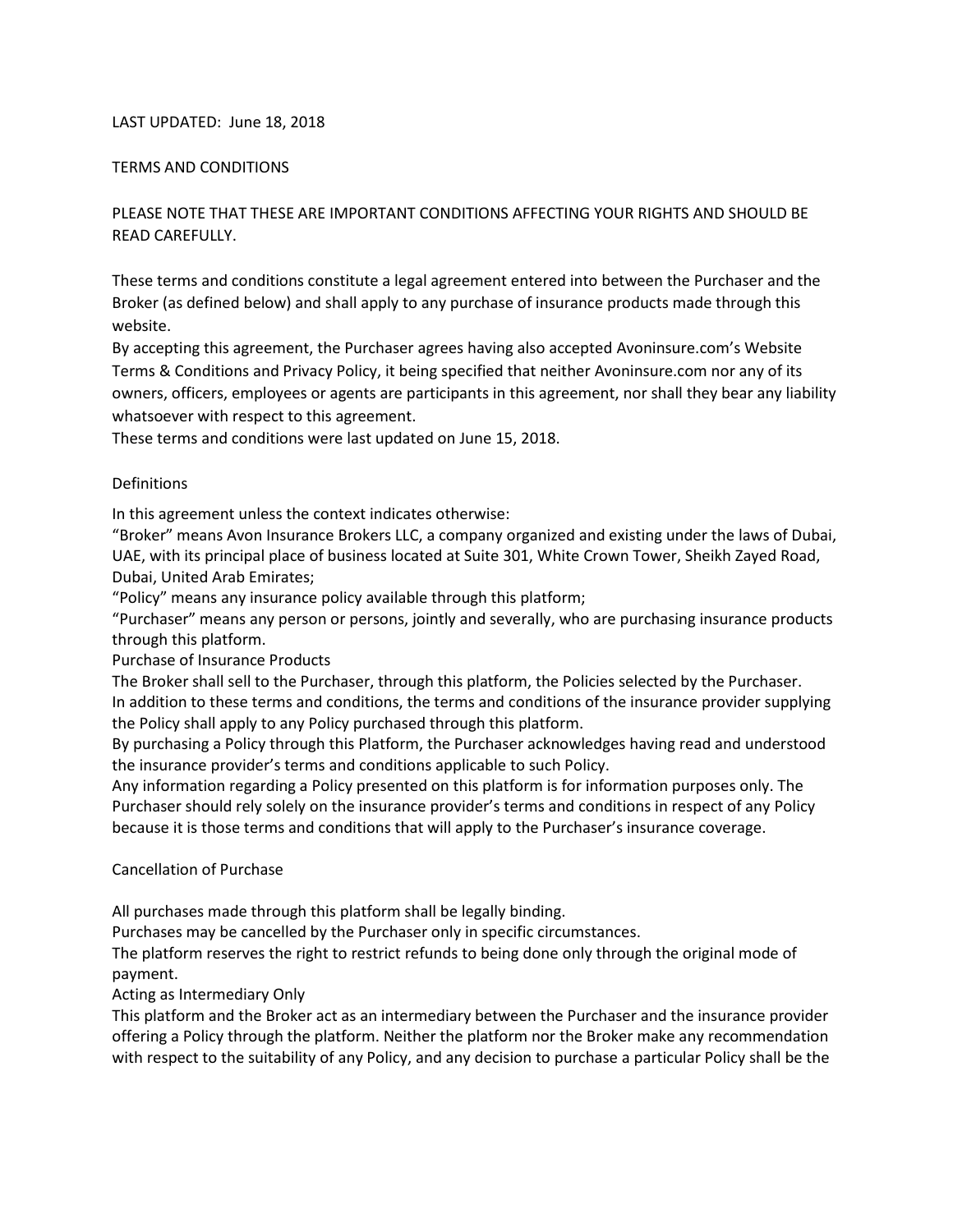LAST UPDATED: June 18, 2018

# TERMS AND CONDITIONS

PLEASE NOTE THAT THESE ARE IMPORTANT CONDITIONS AFFECTING YOUR RIGHTS AND SHOULD BE READ CAREFULLY.

These terms and conditions constitute a legal agreement entered into between the Purchaser and the Broker (as defined below) and shall apply to any purchase of insurance products made through this website.

By accepting this agreement, the Purchaser agrees having also accepted Avoninsure.com's Website Terms & Conditions and Privacy Policy, it being specified that neither Avoninsure.com nor any of its owners, officers, employees or agents are participants in this agreement, nor shall they bear any liability whatsoever with respect to this agreement.

These terms and conditions were last updated on June 15, 2018.

## Definitions

In this agreement unless the context indicates otherwise:

"Broker" means Avon Insurance Brokers LLC, a company organized and existing under the laws of Dubai, UAE, with its principal place of business located at Suite 301, White Crown Tower, Sheikh Zayed Road, Dubai, United Arab Emirates;

"Policy" means any insurance policy available through this platform;

"Purchaser" means any person or persons, jointly and severally, who are purchasing insurance products through this platform.

## Purchase of Insurance Products

The Broker shall sell to the Purchaser, through this platform, the Policies selected by the Purchaser.

In addition to these terms and conditions, the terms and conditions of the insurance provider supplying the Policy shall apply to any Policy purchased through this platform.

By purchasing a Policy through this Platform, the Purchaser acknowledges having read and understood the insurance provider's terms and conditions applicable to such Policy.

Any information regarding a Policy presented on this platform is for information purposes only. The Purchaser should rely solely on the insurance provider's terms and conditions in respect of any Policy because it is those terms and conditions that will apply to the Purchaser's insurance coverage.

## Cancellation of Purchase

All purchases made through this platform shall be legally binding.

Purchases may be cancelled by the Purchaser only in specific circumstances.

The platform reserves the right to restrict refunds to being done only through the original mode of payment.

## Acting as Intermediary Only

This platform and the Broker act as an intermediary between the Purchaser and the insurance provider offering a Policy through the platform. Neither the platform nor the Broker make any recommendation with respect to the suitability of any Policy, and any decision to purchase a particular Policy shall be the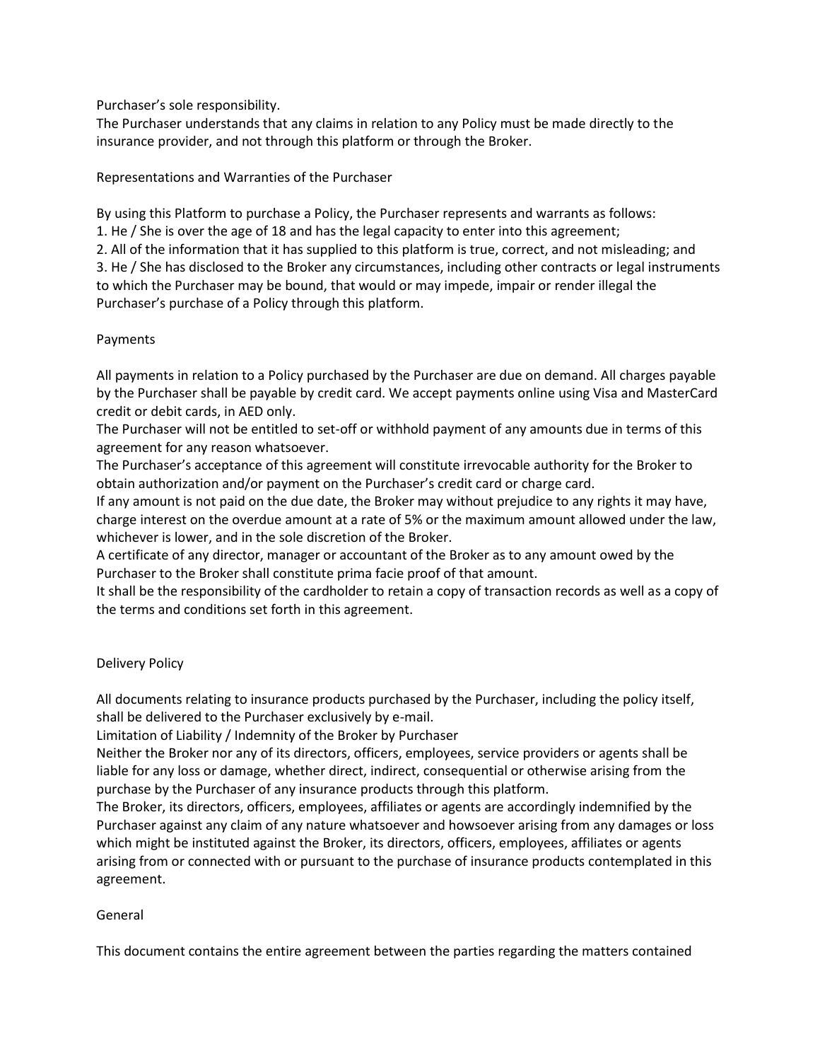Purchaser's sole responsibility.
The Purchaser understands that any claims in relation to any Policy must be made directly to the insurance provider, and not through this platform or through the Broker.

## Representations and Warranties of the Purchaser

By using this Platform to purchase a Policy, the Purchaser represents and warrants as follows:

1. He / She is over the age of 18 and has the legal capacity to enter into this agreement;
2. All of the information that it has supplied to this platform is true, correct, and not misleading; and
3. He / She has disclosed to the Broker any circumstances, including other contracts or legal instruments to which the Purchaser may be bound, that would or may impede, impair or render illegal the Purchaser's purchase of a Policy through this platform.

## Payments

All payments in relation to a Policy purchased by the Purchaser are due on demand. All charges payable by the Purchaser shall be payable by credit card. We accept payments online using Visa and MasterCard credit or debit cards, in AED only.
The Purchaser will not be entitled to set-off or withhold payment of any amounts due in terms of this agreement for any reason whatsoever.
The Purchaser's acceptance of this agreement will constitute irrevocable authority for the Broker to obtain authorization and/or payment on the Purchaser's credit card or charge card.
If any amount is not paid on the due date, the Broker may without prejudice to any rights it may have, charge interest on the overdue amount at a rate of 5% or the maximum amount allowed under the law, whichever is lower, and in the sole discretion of the Broker.
A certificate of any director, manager or accountant of the Broker as to any amount owed by the Purchaser to the Broker shall constitute prima facie proof of that amount.
It shall be the responsibility of the cardholder to retain a copy of transaction records as well as a copy of the terms and conditions set forth in this agreement.

## Delivery Policy

All documents relating to insurance products purchased by the Purchaser, including the policy itself, shall be delivered to the Purchaser exclusively by e-mail.

## Limitation of Liability / Indemnity of the Broker by Purchaser

Neither the Broker nor any of its directors, officers, employees, service providers or agents shall be liable for any loss or damage, whether direct, indirect, consequential or otherwise arising from the purchase by the Purchaser of any insurance products through this platform.
The Broker, its directors, officers, employees, affiliates or agents are accordingly indemnified by the Purchaser against any claim of any nature whatsoever and howsoever arising from any damages or loss which might be instituted against the Broker, its directors, officers, employees, affiliates or agents arising from or connected with or pursuant to the purchase of insurance products contemplated in this agreement.

## General

This document contains the entire agreement between the parties regarding the matters contained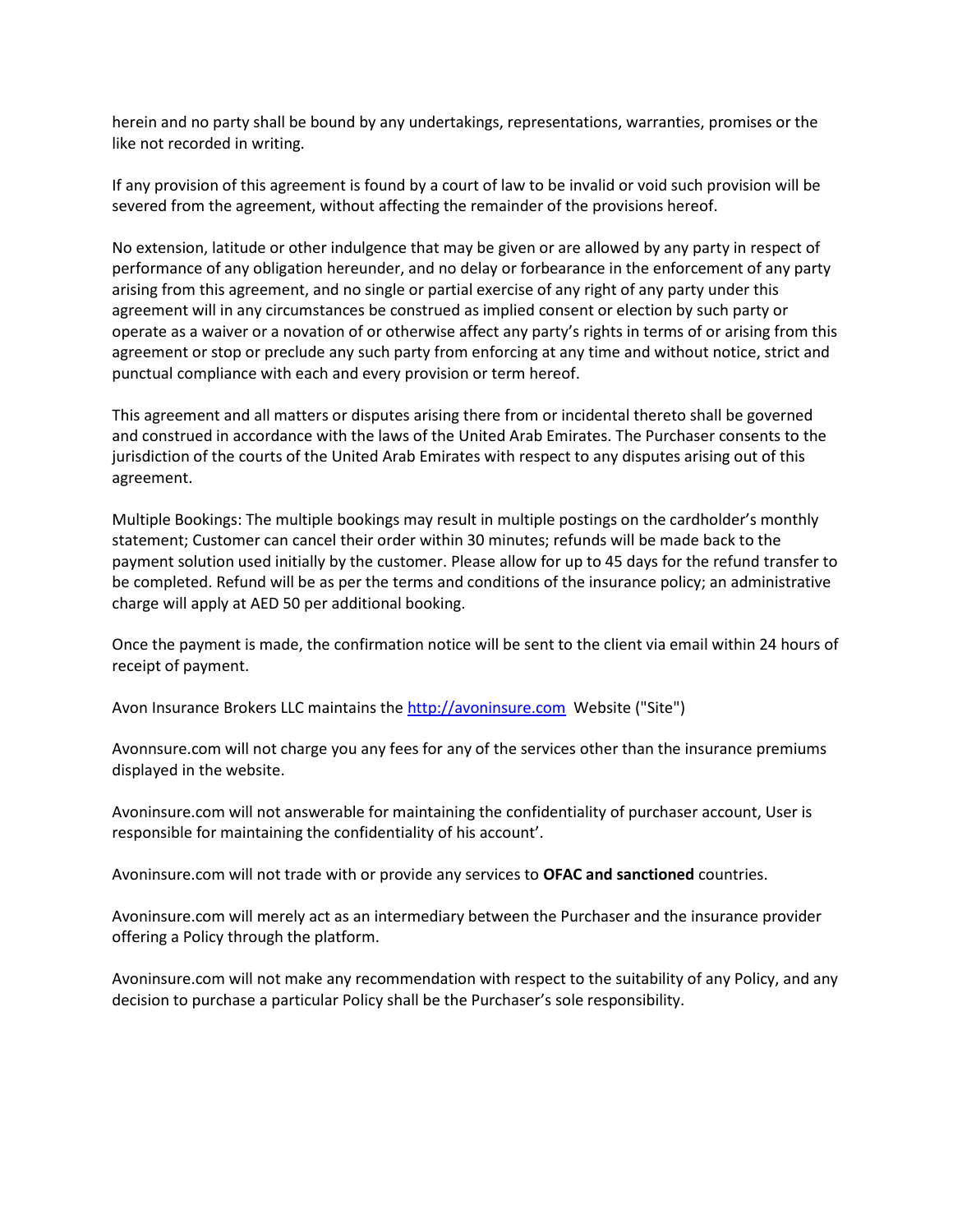herein and no party shall be bound by any undertakings, representations, warranties, promises or the like not recorded in writing.

If any provision of this agreement is found by a court of law to be invalid or void such provision will be severed from the agreement, without affecting the remainder of the provisions hereof.

No extension, latitude or other indulgence that may be given or are allowed by any party in respect of performance of any obligation hereunder, and no delay or forbearance in the enforcement of any party arising from this agreement, and no single or partial exercise of any right of any party under this agreement will in any circumstances be construed as implied consent or election by such party or operate as a waiver or a novation of or otherwise affect any party's rights in terms of or arising from this agreement or stop or preclude any such party from enforcing at any time and without notice, strict and punctual compliance with each and every provision or term hereof.

This agreement and all matters or disputes arising there from or incidental thereto shall be governed and construed in accordance with the laws of the United Arab Emirates. The Purchaser consents to the jurisdiction of the courts of the United Arab Emirates with respect to any disputes arising out of this agreement.

Multiple Bookings: The multiple bookings may result in multiple postings on the cardholder's monthly statement; Customer can cancel their order within 30 minutes; refunds will be made back to the payment solution used initially by the customer. Please allow for up to 45 days for the refund transfer to be completed. Refund will be as per the terms and conditions of the insurance policy; an administrative charge will apply at AED 50 per additional booking.

Once the payment is made, the confirmation notice will be sent to the client via email within 24 hours of receipt of payment.

Avon Insurance Brokers LLC maintains the [http://avoninsure.com](http://avoninsure.com) Website ("Site")

Avonnsure.com will not charge you any fees for any of the services other than the insurance premiums displayed in the website.

Avoninsure.com will not answerable for maintaining the confidentiality of purchaser account, User is responsible for maintaining the confidentiality of his account'.

Avoninsure.com will not trade with or provide any services to **OFAC and sanctioned** countries.

Avoninsure.com will merely act as an intermediary between the Purchaser and the insurance provider offering a Policy through the platform.

Avoninsure.com will not make any recommendation with respect to the suitability of any Policy, and any decision to purchase a particular Policy shall be the Purchaser's sole responsibility.